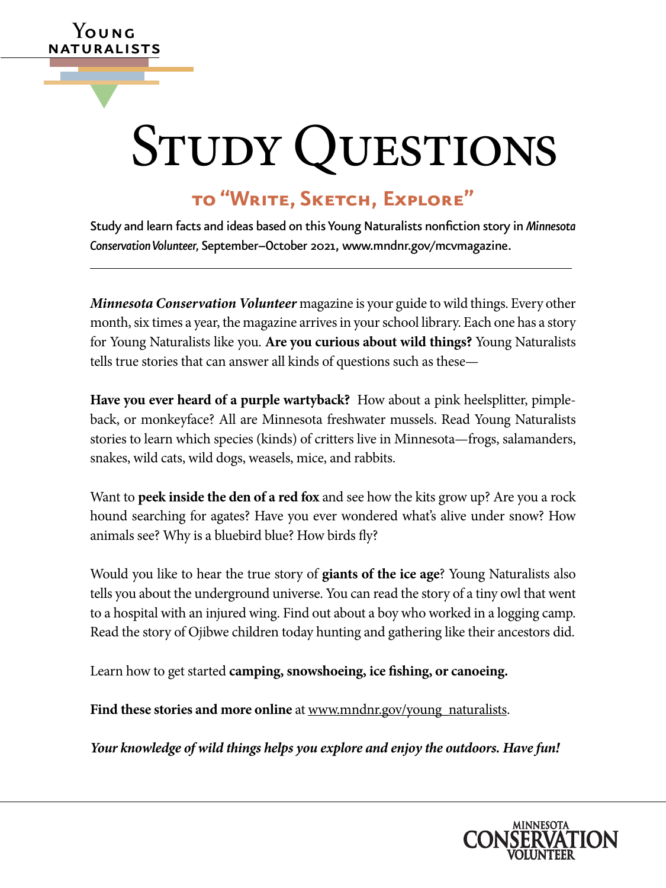Young Naturalists

# Study Questions

## to "Write, Sketch, Explore"

Study and learn facts and ideas based on this Young Naturalists nonfiction story in *Minnesota Conservation Volunteer*, September–October 2021, www.mndnr.gov/mcvmagazine.

***Minnesota Conservation Volunteer*** magazine is your guide to wild things. Every other month, six times a year, the magazine arrives in your school library. Each one has a story for Young Naturalists like you. **Are you curious about wild things?** Young Naturalists tells true stories that can answer all kinds of questions such as these—

**Have you ever heard of a purple wartyback?** How about a pink heelsplitter, pimpleback, or monkeyface? All are Minnesota freshwater mussels. Read Young Naturalists stories to learn which species (kinds) of critters live in Minnesota—frogs, salamanders, snakes, wild cats, wild dogs, weasels, mice, and rabbits.

Want to **peek inside the den of a red fox** and see how the kits grow up? Are you a rock hound searching for agates? Have you ever wondered what's alive under snow? How animals see? Why is a bluebird blue? How birds fly?

Would you like to hear the true story of **giants of the ice age**? Young Naturalists also tells you about the underground universe. You can read the story of a tiny owl that went to a hospital with an injured wing. Find out about a boy who worked in a logging camp. Read the story of Ojibwe children today hunting and gathering like their ancestors did.

Learn how to get started **camping, snowshoeing, ice fishing, or canoeing.**

**Find these stories and more online** at www.mndnr.gov/young_naturalists.

***Your knowledge of wild things helps you explore and enjoy the outdoors. Have fun!***

Minnesota Conservation Volunteer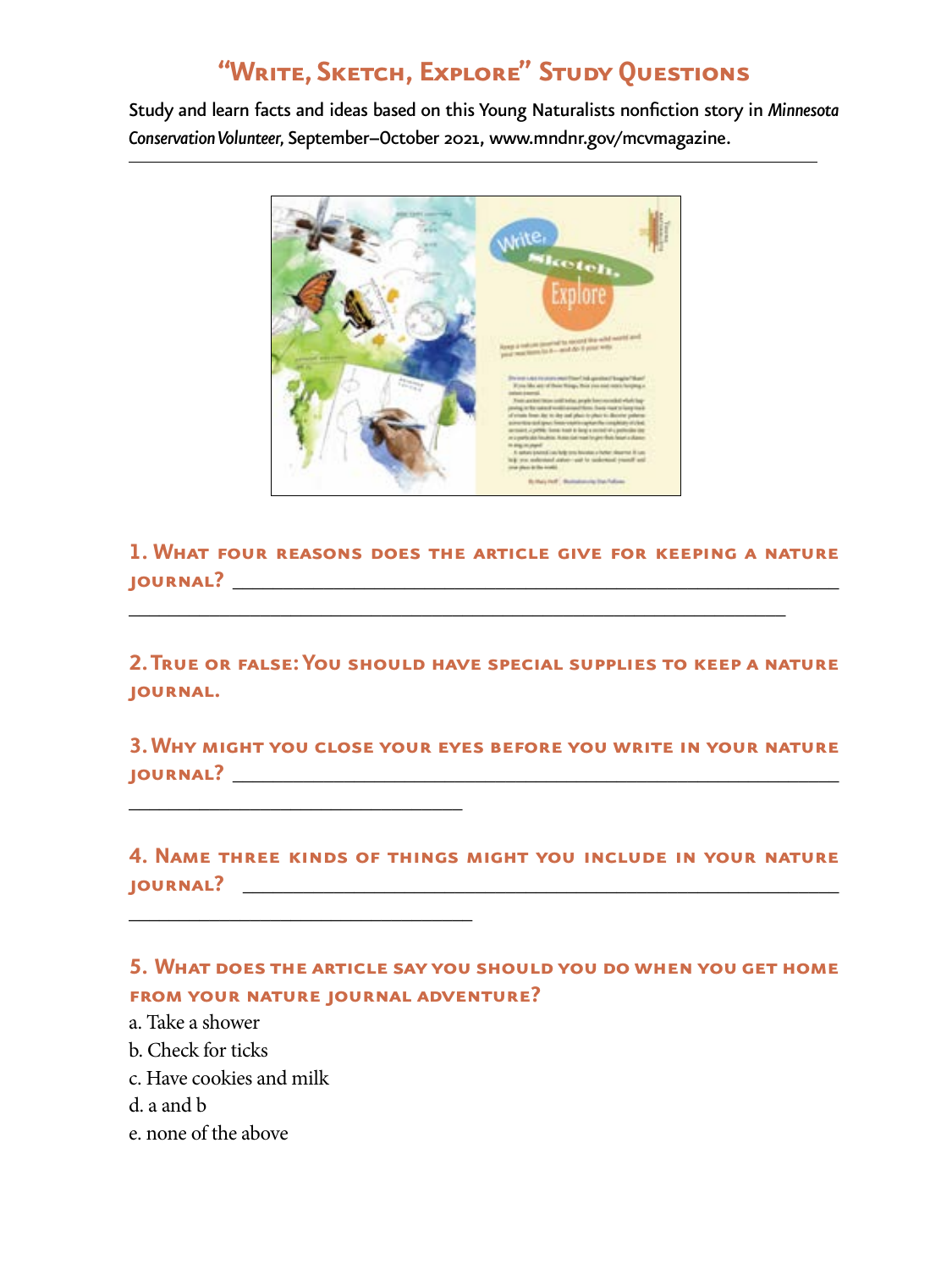# "Write, Sketch, Explore" Study Questions

Study and learn facts and ideas based on this Young Naturalists nonfiction story in *Minnesota Conservation Volunteer*, September–October 2021, www.mndnr.gov/mcvmagazine.

**1. What four reasons does the article give for keeping a nature journal?** ______________________________________________

______________________________________________

**2. True or false: You should have special supplies to keep a nature journal.**

**3. Why might you close your eyes before you write in your nature journal?** ______________________________________________

______________________

**4. Name three kinds of things might you include in your nature journal?** ______________________________________________

______________________

**5. What does the article say you should you do when you get home from your nature journal adventure?**

a. Take a shower

b. Check for ticks

c. Have cookies and milk

d. a and b

e. none of the above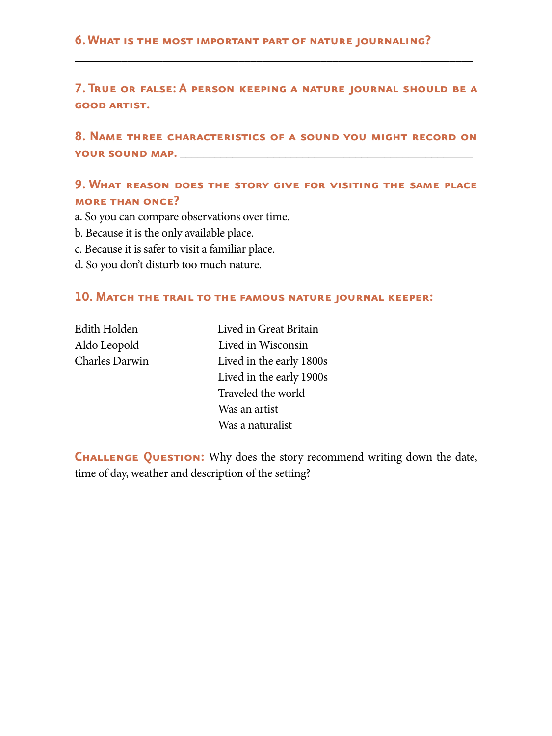**6. What is the most important part of nature journaling?**

\_\_\_\_\_\_\_\_\_\_\_\_\_\_\_\_\_\_\_\_\_\_\_\_\_\_\_\_\_\_\_\_\_\_\_\_\_\_\_\_\_\_\_\_\_\_\_\_\_\_\_\_\_\_\_\_\_\_\_\_\_\_\_\_\_\_\_\_

**7. True or false: A person keeping a nature journal should be a good artist.**

**8. Name three characteristics of a sound you might record on your sound map.** \_\_\_\_\_\_\_\_\_\_\_\_\_\_\_\_\_\_\_\_\_\_\_\_\_\_\_\_\_\_\_\_\_\_\_\_\_\_\_\_\_\_\_\_\_\_\_\_

**9. What reason does the story give for visiting the same place more than once?**

a. So you can compare observations over time.
b. Because it is the only available place.
c. Because it is safer to visit a familiar place.
d. So you don't disturb too much nature.

**10. Match the trail to the famous nature journal keeper:**

| | |
|---|---|
| Edith Holden | Lived in Great Britain |
| Aldo Leopold | Lived in Wisconsin |
| Charles Darwin | Lived in the early 1800s |
| | Lived in the early 1900s |
| | Traveled the world |
| | Was an artist |
| | Was a naturalist |

**Challenge Question:** Why does the story recommend writing down the date, time of day, weather and description of the setting?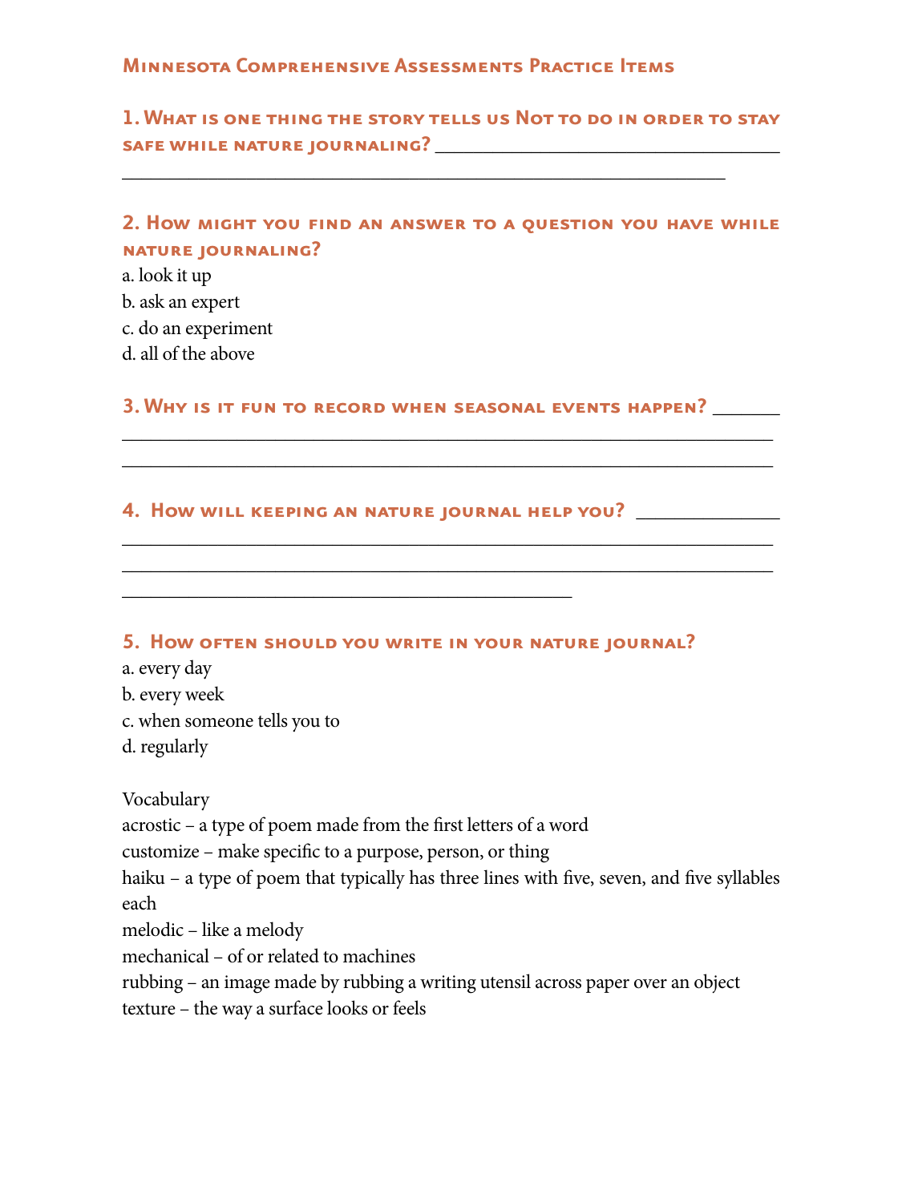## Minnesota Comprehensive Assessments Practice Items

### 1. What is one thing the story tells us Not to do in order to stay safe while nature journaling? ______________________________

______________________________________________________________

### 2. How might you find an answer to a question you have while nature journaling?

a. look it up
b. ask an expert
c. do an experiment
d. all of the above

### 3. Why is it fun to record when seasonal events happen? _______

______________________________________________________________

______________________________________________________________

### 4. How will keeping an nature journal help you? _____________

______________________________________________________________

______________________________________________________________

______________________________________________

### 5. How often should you write in your nature journal?

a. every day
b. every week
c. when someone tells you to
d. regularly

Vocabulary

acrostic – a type of poem made from the first letters of a word
customize – make specific to a purpose, person, or thing
haiku – a type of poem that typically has three lines with five, seven, and five syllables each
melodic – like a melody
mechanical – of or related to machines
rubbing – an image made by rubbing a writing utensil across paper over an object
texture – the way a surface looks or feels